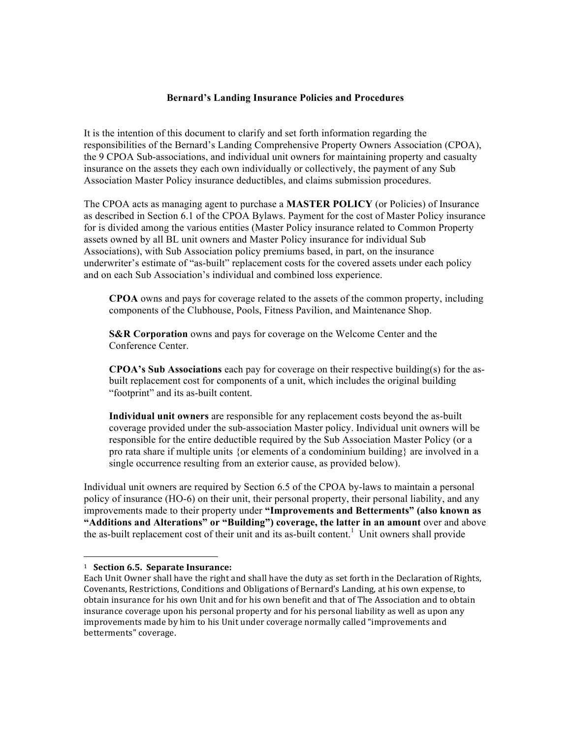**Bernard's Landing Insurance Policies and Procedures**

It is the intention of this document to clarify and set forth information regarding the responsibilities of the Bernard's Landing Comprehensive Property Owners Association (CPOA), the 9 CPOA Sub-associations, and individual unit owners for maintaining property and casualty insurance on the assets they each own individually or collectively, the payment of any Sub Association Master Policy insurance deductibles, and claims submission procedures.

The CPOA acts as managing agent to purchase a **MASTER POLICY** (or Policies) of Insurance as described in Section 6.1 of the CPOA Bylaws. Payment for the cost of Master Policy insurance for is divided among the various entities (Master Policy insurance related to Common Property assets owned by all BL unit owners and Master Policy insurance for individual Sub Associations), with Sub Association policy premiums based, in part, on the insurance underwriter's estimate of "as-built" replacement costs for the covered assets under each policy and on each Sub Association's individual and combined loss experience.

> **CPOA** owns and pays for coverage related to the assets of the common property, including components of the Clubhouse, Pools, Fitness Pavilion, and Maintenance Shop.
>
> **S&R Corporation** owns and pays for coverage on the Welcome Center and the Conference Center.
>
> **CPOA's Sub Associations** each pay for coverage on their respective building(s) for the as-built replacement cost for components of a unit, which includes the original building "footprint" and its as-built content.
>
> **Individual unit owners** are responsible for any replacement costs beyond the as-built coverage provided under the sub-association Master policy. Individual unit owners will be responsible for the entire deductible required by the Sub Association Master Policy (or a pro rata share if multiple units {or elements of a condominium building} are involved in a single occurrence resulting from an exterior cause, as provided below).

Individual unit owners are required by Section 6.5 of the CPOA by-laws to maintain a personal policy of insurance (HO-6) on their unit, their personal property, their personal liability, and any improvements made to their property under **"Improvements and Betterments" (also known as "Additions and Alterations" or "Building") coverage, the latter in an amount** over and above the as-built replacement cost of their unit and its as-built content.[1] Unit owners shall provide

---

[1] **Section 6.5. Separate Insurance:**
Each Unit Owner shall have the right and shall have the duty as set forth in the Declaration of Rights, Covenants, Restrictions, Conditions and Obligations of Bernard's Landing, at his own expense, to obtain insurance for his own Unit and for his own benefit and that of The Association and to obtain insurance coverage upon his personal property and for his personal liability as well as upon any improvements made by him to his Unit under coverage normally called "improvements and betterments" coverage.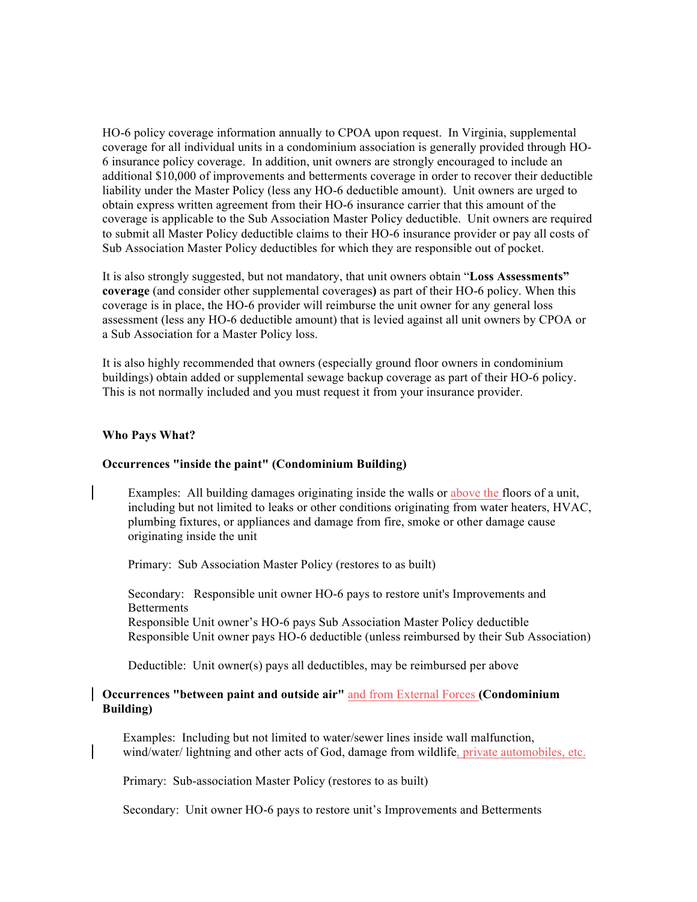HO-6 policy coverage information annually to CPOA upon request. In Virginia, supplemental coverage for all individual units in a condominium association is generally provided through HO-6 insurance policy coverage. In addition, unit owners are strongly encouraged to include an additional $10,000 of improvements and betterments coverage in order to recover their deductible liability under the Master Policy (less any HO-6 deductible amount). Unit owners are urged to obtain express written agreement from their HO-6 insurance carrier that this amount of the coverage is applicable to the Sub Association Master Policy deductible. Unit owners are required to submit all Master Policy deductible claims to their HO-6 insurance provider or pay all costs of Sub Association Master Policy deductibles for which they are responsible out of pocket.

It is also strongly suggested, but not mandatory, that unit owners obtain "**Loss Assessments" coverage** (and consider other supplemental coverages**)** as part of their HO-6 policy. When this coverage is in place, the HO-6 provider will reimburse the unit owner for any general loss assessment (less any HO-6 deductible amount) that is levied against all unit owners by CPOA or a Sub Association for a Master Policy loss.

It is also highly recommended that owners (especially ground floor owners in condominium buildings) obtain added or supplemental sewage backup coverage as part of their HO-6 policy. This is not normally included and you must request it from your insurance provider.

**Who Pays What?**

**Occurrences "inside the paint" (Condominium Building)**

Examples: All building damages originating inside the walls or above the floors of a unit, including but not limited to leaks or other conditions originating from water heaters, HVAC, plumbing fixtures, or appliances and damage from fire, smoke or other damage cause originating inside the unit

Primary: Sub Association Master Policy (restores to as built)

Secondary: Responsible unit owner HO-6 pays to restore unit's Improvements and Betterments
Responsible Unit owner's HO-6 pays Sub Association Master Policy deductible
Responsible Unit owner pays HO-6 deductible (unless reimbursed by their Sub Association)

Deductible: Unit owner(s) pays all deductibles, may be reimbursed per above

**Occurrences "between paint and outside air"** and from External Forces **(Condominium Building)**

Examples: Including but not limited to water/sewer lines inside wall malfunction, wind/water/ lightning and other acts of God, damage from wildlife, private automobiles, etc.

Primary: Sub-association Master Policy (restores to as built)

Secondary: Unit owner HO-6 pays to restore unit's Improvements and Betterments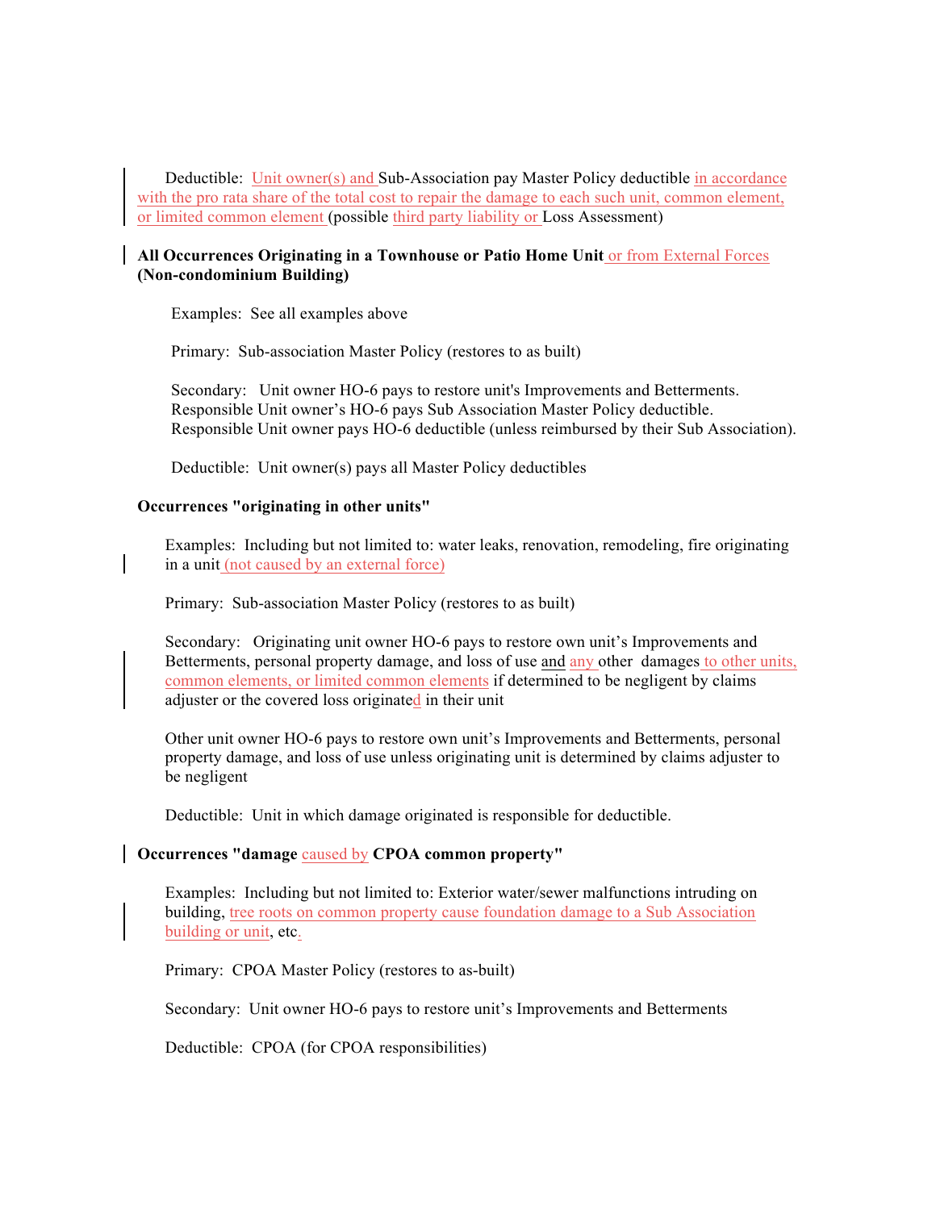Deductible: Unit owner(s) and Sub-Association pay Master Policy deductible in accordance with the pro rata share of the total cost to repair the damage to each such unit, common element, or limited common element (possible third party liability or Loss Assessment)

**All Occurrences Originating in a Townhouse or Patio Home Unit or from External Forces (Non-condominium Building)**

Examples: See all examples above

Primary: Sub-association Master Policy (restores to as built)

Secondary: Unit owner HO-6 pays to restore unit's Improvements and Betterments.
Responsible Unit owner's HO-6 pays Sub Association Master Policy deductible.
Responsible Unit owner pays HO-6 deductible (unless reimbursed by their Sub Association).

Deductible: Unit owner(s) pays all Master Policy deductibles

**Occurrences "originating in other units"**

Examples: Including but not limited to: water leaks, renovation, remodeling, fire originating in a unit (not caused by an external force)

Primary: Sub-association Master Policy (restores to as built)

Secondary: Originating unit owner HO-6 pays to restore own unit's Improvements and Betterments, personal property damage, and loss of use and any other damages to other units, common elements, or limited common elements if determined to be negligent by claims adjuster or the covered loss originated in their unit

Other unit owner HO-6 pays to restore own unit's Improvements and Betterments, personal property damage, and loss of use unless originating unit is determined by claims adjuster to be negligent

Deductible: Unit in which damage originated is responsible for deductible.

**Occurrences "damage caused by CPOA common property"**

Examples: Including but not limited to: Exterior water/sewer malfunctions intruding on building, tree roots on common property cause foundation damage to a Sub Association building or unit, etc.

Primary: CPOA Master Policy (restores to as-built)

Secondary: Unit owner HO-6 pays to restore unit's Improvements and Betterments

Deductible: CPOA (for CPOA responsibilities)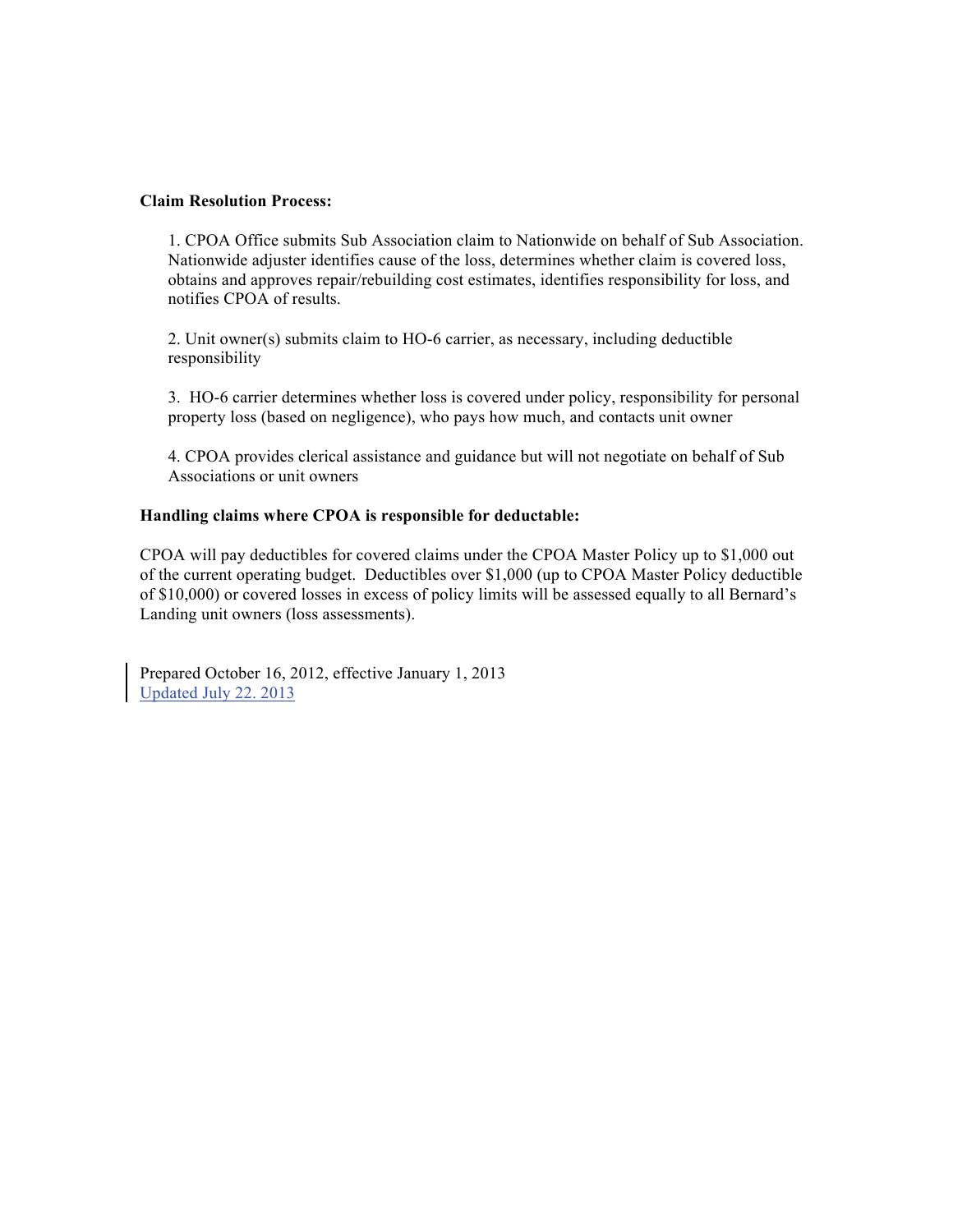**Claim Resolution Process:**

1. CPOA Office submits Sub Association claim to Nationwide on behalf of Sub Association. Nationwide adjuster identifies cause of the loss, determines whether claim is covered loss, obtains and approves repair/rebuilding cost estimates, identifies responsibility for loss, and notifies CPOA of results.

2. Unit owner(s) submits claim to HO-6 carrier, as necessary, including deductible responsibility

3. HO-6 carrier determines whether loss is covered under policy, responsibility for personal property loss (based on negligence), who pays how much, and contacts unit owner

4. CPOA provides clerical assistance and guidance but will not negotiate on behalf of Sub Associations or unit owners

**Handling claims where CPOA is responsible for deductable:**

CPOA will pay deductibles for covered claims under the CPOA Master Policy up to $1,000 out of the current operating budget. Deductibles over $1,000 (up to CPOA Master Policy deductible of $10,000) or covered losses in excess of policy limits will be assessed equally to all Bernard's Landing unit owners (loss assessments).

Prepared October 16, 2012, effective January 1, 2013
Updated July 22. 2013